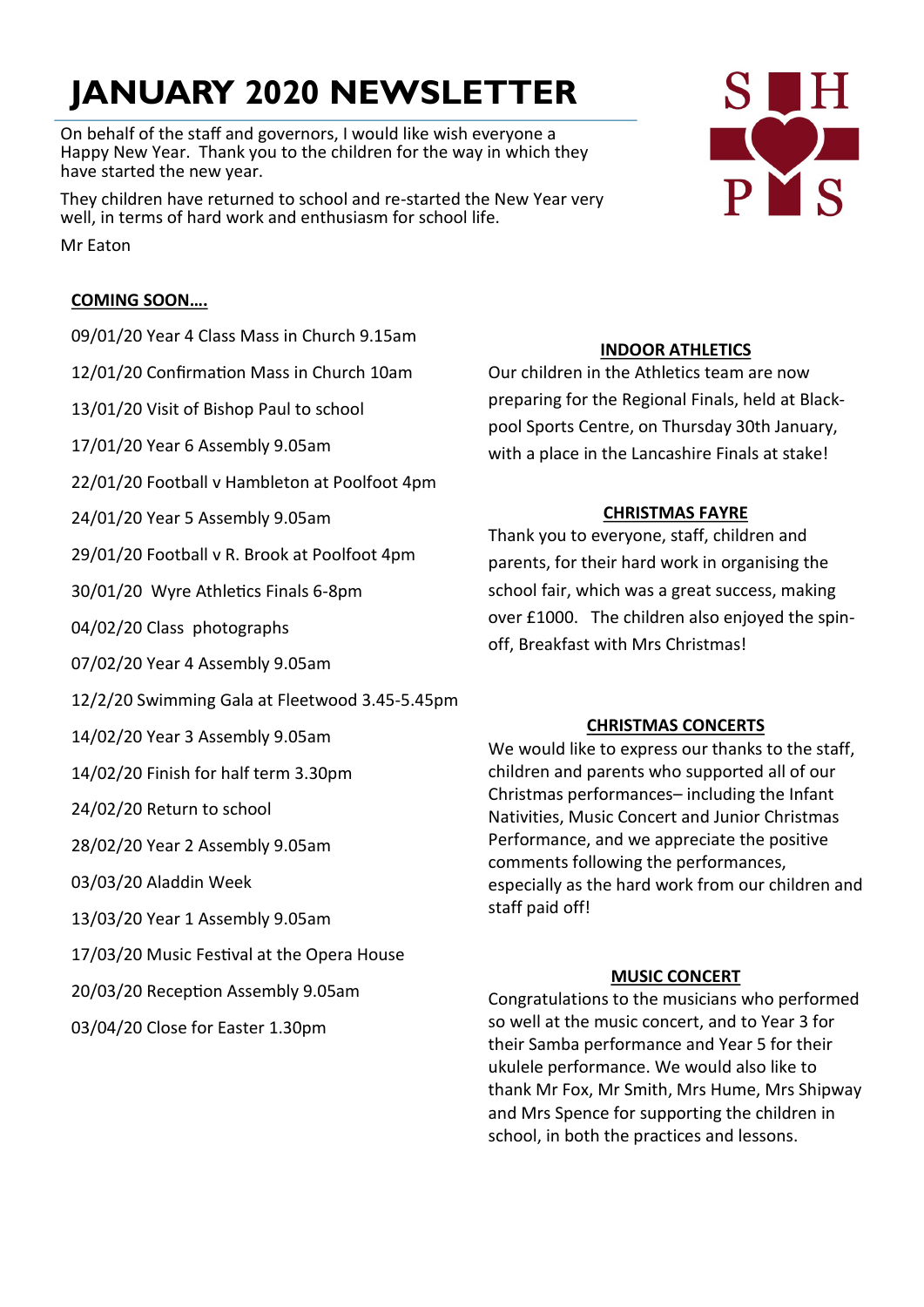# JANUARY 2020 NEWSLETTER

On behalf of the staff and governors, I would like wish everyone a Happy New Year. Thank you to the children for the way in which they have started the new year.

They children have returned to school and re-started the New Year very well, in terms of hard work and enthusiasm for school life.

Mr Eaton

**COMING SOON….**

09/01/20 Year 4 Class Mass in Church 9.15am

12/01/20 Confirmation Mass in Church 10am

13/01/20 Visit of Bishop Paul to school

17/01/20 Year 6 Assembly 9.05am

22/01/20 Football v Hambleton at Poolfoot 4pm

24/01/20 Year 5 Assembly 9.05am

29/01/20 Football v R. Brook at Poolfoot 4pm

30/01/20 Wyre Athletics Finals 6-8pm

04/02/20 Class photographs

07/02/20 Year 4 Assembly 9.05am

12/2/20 Swimming Gala at Fleetwood 3.45-5.45pm

14/02/20 Year 3 Assembly 9.05am

14/02/20 Finish for half term 3.30pm

24/02/20 Return to school

28/02/20 Year 2 Assembly 9.05am

03/03/20 Aladdin Week

13/03/20 Year 1 Assembly 9.05am

17/03/20 Music Festival at the Opera House

20/03/20 Reception Assembly 9.05am

03/04/20 Close for Easter 1.30pm

**INDOOR ATHLETICS**

Our children in the Athletics team are now preparing for the Regional Finals, held at Blackpool Sports Centre, on Thursday 30th January, with a place in the Lancashire Finals at stake!

**CHRISTMAS FAYRE**

Thank you to everyone, staff, children and parents, for their hard work in organising the school fair, which was a great success, making over £1000. The children also enjoyed the spin-off, Breakfast with Mrs Christmas!

**CHRISTMAS CONCERTS**

We would like to express our thanks to the staff, children and parents who supported all of our Christmas performances– including the Infant Nativities, Music Concert and Junior Christmas Performance, and we appreciate the positive comments following the performances, especially as the hard work from our children and staff paid off!

**MUSIC CONCERT**

Congratulations to the musicians who performed so well at the music concert, and to Year 3 for their Samba performance and Year 5 for their ukulele performance. We would also like to thank Mr Fox, Mr Smith, Mrs Hume, Mrs Shipway and Mrs Spence for supporting the children in school, in both the practices and lessons.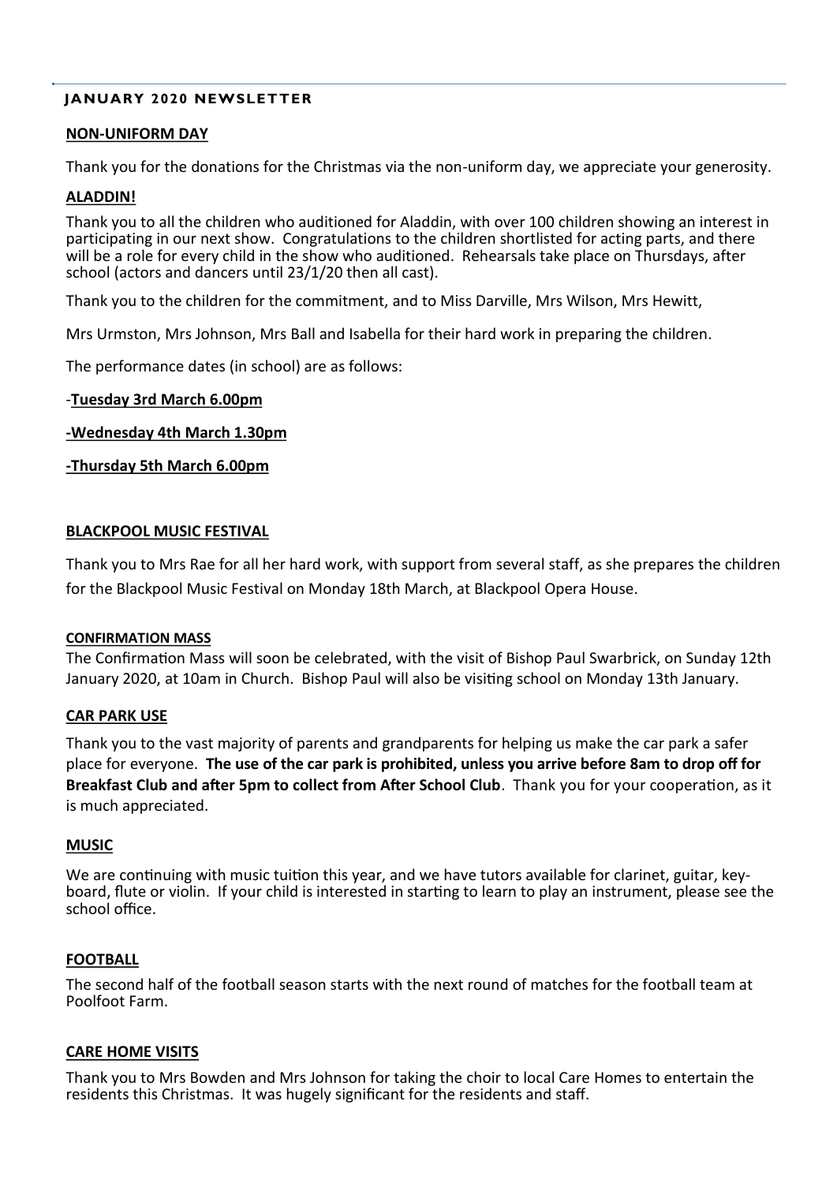## JANUARY 2020 NEWSLETTER

### NON-UNIFORM DAY

Thank you for the donations for the Christmas via the non-uniform day, we appreciate your generosity.

### ALADDIN!

Thank you to all the children who auditioned for Aladdin, with over 100 children showing an interest in participating in our next show. Congratulations to the children shortlisted for acting parts, and there will be a role for every child in the show who auditioned. Rehearsals take place on Thursdays, after school (actors and dancers until 23/1/20 then all cast).

Thank you to the children for the commitment, and to Miss Darville, Mrs Wilson, Mrs Hewitt,

Mrs Urmston, Mrs Johnson, Mrs Ball and Isabella for their hard work in preparing the children.

The performance dates (in school) are as follows:

-**Tuesday 3rd March 6.00pm**

**-Wednesday 4th March 1.30pm**

**-Thursday 5th March 6.00pm**

### BLACKPOOL MUSIC FESTIVAL

Thank you to Mrs Rae for all her hard work, with support from several staff, as she prepares the children for the Blackpool Music Festival on Monday 18th March, at Blackpool Opera House.

### CONFIRMATION MASS

The Confirmation Mass will soon be celebrated, with the visit of Bishop Paul Swarbrick, on Sunday 12th January 2020, at 10am in Church. Bishop Paul will also be visiting school on Monday 13th January.

### CAR PARK USE

Thank you to the vast majority of parents and grandparents for helping us make the car park a safer place for everyone. **The use of the car park is prohibited, unless you arrive before 8am to drop off for Breakfast Club and after 5pm to collect from After School Club**. Thank you for your cooperation, as it is much appreciated.

### MUSIC

We are continuing with music tuition this year, and we have tutors available for clarinet, guitar, key-board, flute or violin. If your child is interested in starting to learn to play an instrument, please see the school office.

### FOOTBALL

The second half of the football season starts with the next round of matches for the football team at Poolfoot Farm.

### CARE HOME VISITS

Thank you to Mrs Bowden and Mrs Johnson for taking the choir to local Care Homes to entertain the residents this Christmas. It was hugely significant for the residents and staff.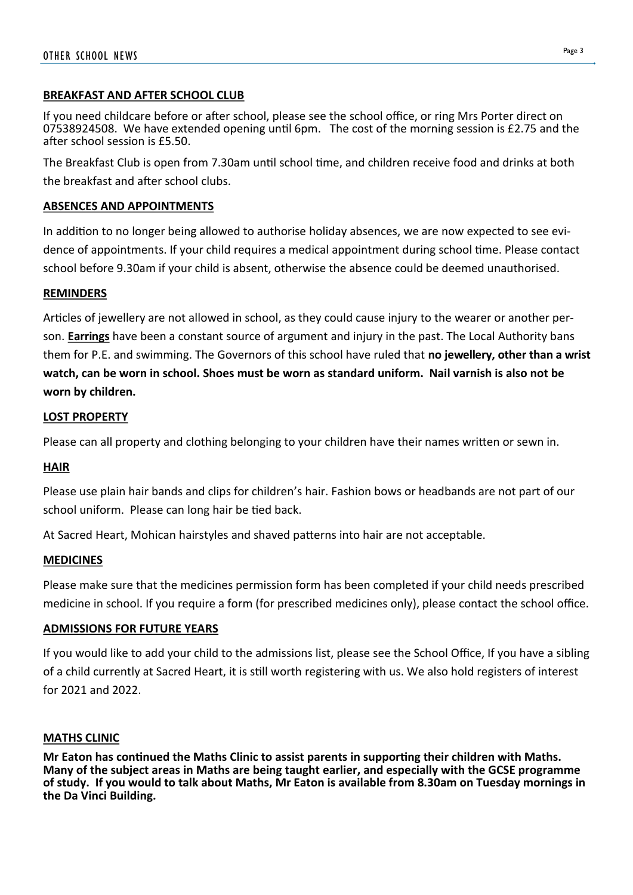## BREAKFAST AND AFTER SCHOOL CLUB

If you need childcare before or after school, please see the school office, or ring Mrs Porter direct on 07538924508. We have extended opening until 6pm. The cost of the morning session is £2.75 and the after school session is £5.50.

The Breakfast Club is open from 7.30am until school time, and children receive food and drinks at both the breakfast and after school clubs.

## ABSENCES AND APPOINTMENTS

In addition to no longer being allowed to authorise holiday absences, we are now expected to see evidence of appointments. If your child requires a medical appointment during school time. Please contact school before 9.30am if your child is absent, otherwise the absence could be deemed unauthorised.

## REMINDERS

Articles of jewellery are not allowed in school, as they could cause injury to the wearer or another person. **Earrings** have been a constant source of argument and injury in the past. The Local Authority bans them for P.E. and swimming. The Governors of this school have ruled that **no jewellery, other than a wrist watch, can be worn in school. Shoes must be worn as standard uniform. Nail varnish is also not be worn by children.**

## LOST PROPERTY

Please can all property and clothing belonging to your children have their names written or sewn in.

## HAIR

Please use plain hair bands and clips for children's hair. Fashion bows or headbands are not part of our school uniform. Please can long hair be tied back.

At Sacred Heart, Mohican hairstyles and shaved patterns into hair are not acceptable.

## MEDICINES

Please make sure that the medicines permission form has been completed if your child needs prescribed medicine in school. If you require a form (for prescribed medicines only), please contact the school office.

## ADMISSIONS FOR FUTURE YEARS

If you would like to add your child to the admissions list, please see the School Office, If you have a sibling of a child currently at Sacred Heart, it is still worth registering with us. We also hold registers of interest for 2021 and 2022.

## MATHS CLINIC

**Mr Eaton has continued the Maths Clinic to assist parents in supporting their children with Maths. Many of the subject areas in Maths are being taught earlier, and especially with the GCSE programme of study. If you would to talk about Maths, Mr Eaton is available from 8.30am on Tuesday mornings in the Da Vinci Building.**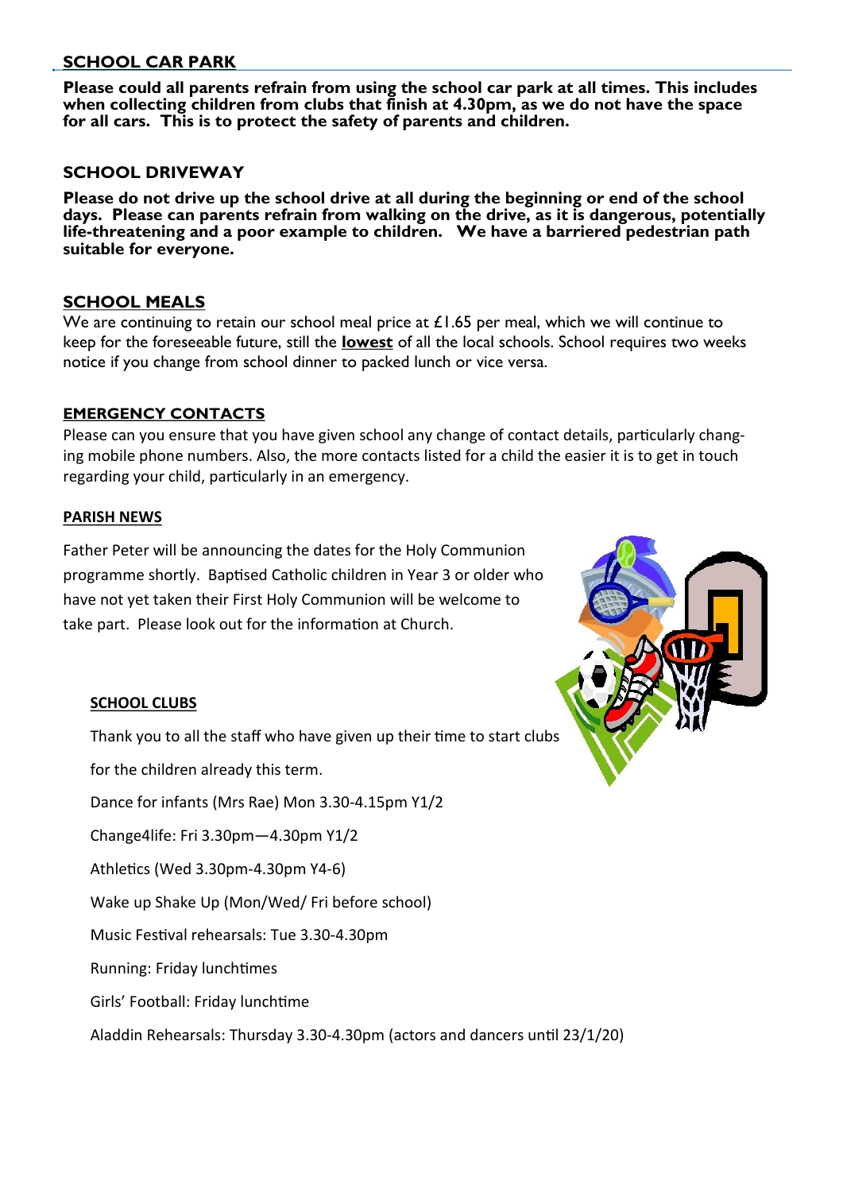## SCHOOL CAR PARK

**Please could all parents refrain from using the school car park at all times. This includes when collecting children from clubs that finish at 4.30pm, as we do not have the space for all cars. This is to protect the safety of parents and children.**

## SCHOOL DRIVEWAY

**Please do not drive up the school drive at all during the beginning or end of the school days. Please can parents refrain from walking on the drive, as it is dangerous, potentially life-threatening and a poor example to children. We have a barriered pedestrian path suitable for everyone.**

## SCHOOL MEALS

We are continuing to retain our school meal price at £1.65 per meal, which we will continue to keep for the foreseeable future, still the **lowest** of all the local schools. School requires two weeks notice if you change from school dinner to packed lunch or vice versa.

## EMERGENCY CONTACTS

Please can you ensure that you have given school any change of contact details, particularly changing mobile phone numbers. Also, the more contacts listed for a child the easier it is to get in touch regarding your child, particularly in an emergency.

## PARISH NEWS

Father Peter will be announcing the dates for the Holy Communion programme shortly. Baptised Catholic children in Year 3 or older who have not yet taken their First Holy Communion will be welcome to take part. Please look out for the information at Church.

## SCHOOL CLUBS

Thank you to all the staff who have given up their time to start clubs for the children already this term.

Dance for infants (Mrs Rae) Mon 3.30-4.15pm Y1/2

Change4life: Fri 3.30pm—4.30pm Y1/2

Athletics (Wed 3.30pm-4.30pm Y4-6)

Wake up Shake Up (Mon/Wed/ Fri before school)

Music Festival rehearsals: Tue 3.30-4.30pm

Running: Friday lunchtimes

Girls' Football: Friday lunchtime

Aladdin Rehearsals: Thursday 3.30-4.30pm (actors and dancers until 23/1/20)